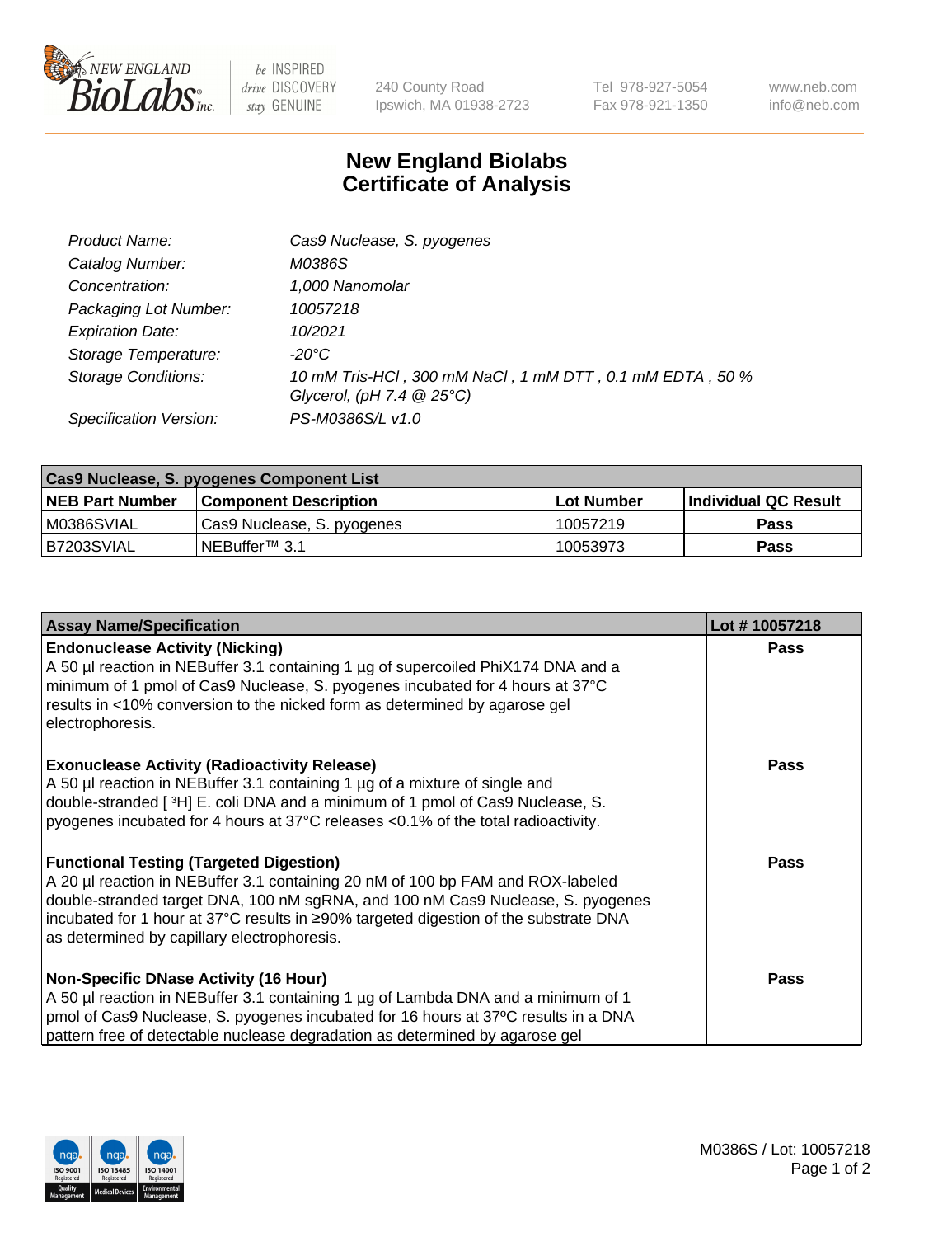New England BioLabs Inc. — be INSPIRED drive DISCOVERY stay GENUINE

240 County Road
Ipswich, MA 01938-2723

Tel 978-927-5054
Fax 978-921-1350

www.neb.com
info@neb.com

# New England Biolabs Certificate of Analysis

| | |
|---|---|
| *Product Name:* | *Cas9 Nuclease, S. pyogenes* |
| *Catalog Number:* | *M0386S* |
| *Concentration:* | *1,000 Nanomolar* |
| *Packaging Lot Number:* | *10057218* |
| *Expiration Date:* | *10/2021* |
| *Storage Temperature:* | *-20°C* |
| *Storage Conditions:* | *10 mM Tris-HCl , 300 mM NaCl , 1 mM DTT , 0.1 mM EDTA , 50 % Glycerol, (pH 7.4 @ 25°C)* |
| *Specification Version:* | *PS-M0386S/L v1.0* |

| Cas9 Nuclease, S. pyogenes Component List | | | |
|---|---|---|---|
| **NEB Part Number** | **Component Description** | **Lot Number** | **Individual QC Result** |
| M0386SVIAL | Cas9 Nuclease, S. pyogenes | 10057219 | **Pass** |
| B7203SVIAL | NEBuffer™ 3.1 | 10053973 | **Pass** |

| Assay Name/Specification | Lot # 10057218 |
|---|---|
| **Endonuclease Activity (Nicking)**<br>A 50 µl reaction in NEBuffer 3.1 containing 1 µg of supercoiled PhiX174 DNA and a minimum of 1 pmol of Cas9 Nuclease, S. pyogenes incubated for 4 hours at 37°C results in <10% conversion to the nicked form as determined by agarose gel electrophoresis. | **Pass** |
| **Exonuclease Activity (Radioactivity Release)**<br>A 50 µl reaction in NEBuffer 3.1 containing 1 µg of a mixture of single and double-stranded [ $^3$H] E. coli DNA and a minimum of 1 pmol of Cas9 Nuclease, S. pyogenes incubated for 4 hours at 37°C releases <0.1% of the total radioactivity. | **Pass** |
| **Functional Testing (Targeted Digestion)**<br>A 20 µl reaction in NEBuffer 3.1 containing 20 nM of 100 bp FAM and ROX-labeled double-stranded target DNA, 100 nM sgRNA, and 100 nM Cas9 Nuclease, S. pyogenes incubated for 1 hour at 37°C results in ≥90% targeted digestion of the substrate DNA as determined by capillary electrophoresis. | **Pass** |
| **Non-Specific DNase Activity (16 Hour)**<br>A 50 µl reaction in NEBuffer 3.1 containing 1 µg of Lambda DNA and a minimum of 1 pmol of Cas9 Nuclease, S. pyogenes incubated for 16 hours at 37ºC results in a DNA pattern free of detectable nuclease degradation as determined by agarose gel | **Pass** |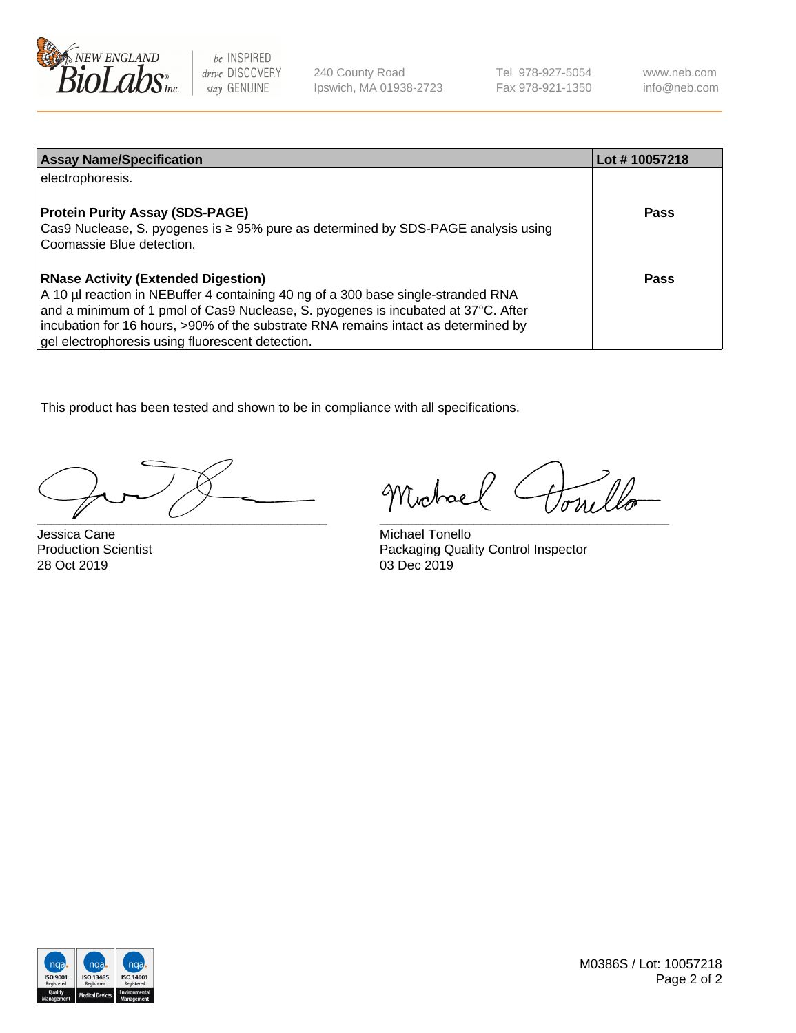| Assay Name/Specification | Lot # 10057218 |
|---|---|
| electrophoresis. | |
| **Protein Purity Assay (SDS-PAGE)**<br>Cas9 Nuclease, S. pyogenes is ≥ 95% pure as determined by SDS-PAGE analysis using Coomassie Blue detection. | **Pass** |
| **RNase Activity (Extended Digestion)**<br>A 10 µl reaction in NEBuffer 4 containing 40 ng of a 300 base single-stranded RNA and a minimum of 1 pmol of Cas9 Nuclease, S. pyogenes is incubated at 37°C. After incubation for 16 hours, >90% of the substrate RNA remains intact as determined by gel electrophoresis using fluorescent detection. | **Pass** |

This product has been tested and shown to be in compliance with all specifications.

Jessica Cane
Production Scientist
28 Oct 2019

Michael Tonello
Packaging Quality Control Inspector
03 Dec 2019

M0386S / Lot: 10057218